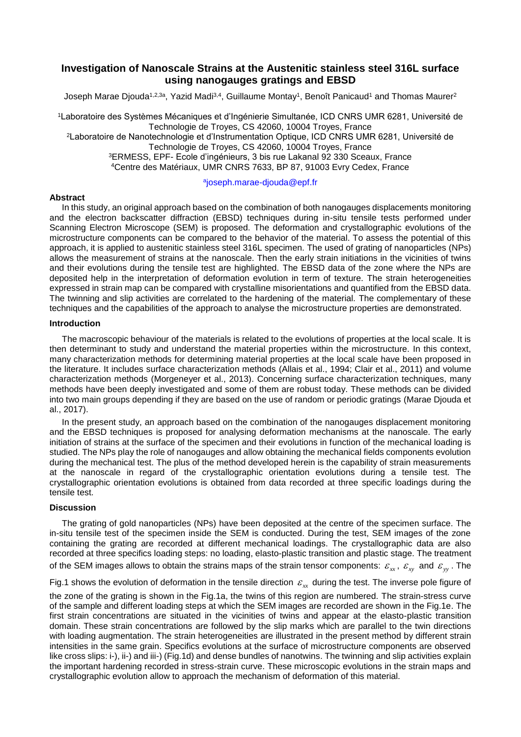# Investigation of Nanoscale Strains at the Austenitic stainless steel 316L surface using nanogauges gratings and EBSD

Joseph Marae Djouda[1,2,3a], Yazid Madi[3,4], Guillaume Montay[1], Benoît Panicaud[1] and Thomas Maurer[2]

[1]Laboratoire des Systèmes Mécaniques et d'Ingénierie Simultanée, ICD CNRS UMR 6281, Université de Technologie de Troyes, CS 42060, 10004 Troyes, France

[2]Laboratoire de Nanotechnologie et d'Instrumentation Optique, ICD CNRS UMR 6281, Université de Technologie de Troyes, CS 42060, 10004 Troyes, France

[3]ERMESS, EPF- Ecole d'ingénieurs, 3 bis rue Lakanal 92 330 Sceaux, France

[4]Centre des Matériaux, UMR CNRS 7633, BP 87, 91003 Evry Cedex, France

[a]joseph.marae-djouda@epf.fr

### Abstract

In this study, an original approach based on the combination of both nanogauges displacements monitoring and the electron backscatter diffraction (EBSD) techniques during in-situ tensile tests performed under Scanning Electron Microscope (SEM) is proposed. The deformation and crystallographic evolutions of the microstructure components can be compared to the behavior of the material. To assess the potential of this approach, it is applied to austenitic stainless steel 316L specimen. The used of grating of nanoparticles (NPs) allows the measurement of strains at the nanoscale. Then the early strain initiations in the vicinities of twins and their evolutions during the tensile test are highlighted. The EBSD data of the zone where the NPs are deposited help in the interpretation of deformation evolution in term of texture. The strain heterogeneities expressed in strain map can be compared with crystalline misorientations and quantified from the EBSD data. The twinning and slip activities are correlated to the hardening of the material. The complementary of these techniques and the capabilities of the approach to analyse the microstructure properties are demonstrated.

### Introduction

The macroscopic behaviour of the materials is related to the evolutions of properties at the local scale. It is then determinant to study and understand the material properties within the microstructure. In this context, many characterization methods for determining material properties at the local scale have been proposed in the literature. It includes surface characterization methods (Allais et al., 1994; Clair et al., 2011) and volume characterization methods (Morgeneyer et al., 2013). Concerning surface characterization techniques, many methods have been deeply investigated and some of them are robust today. These methods can be divided into two main groups depending if they are based on the use of random or periodic gratings (Marae Djouda et al., 2017).

In the present study, an approach based on the combination of the nanogauges displacement monitoring and the EBSD techniques is proposed for analysing deformation mechanisms at the nanoscale. The early initiation of strains at the surface of the specimen and their evolutions in function of the mechanical loading is studied. The NPs play the role of nanogauges and allow obtaining the mechanical fields components evolution during the mechanical test. The plus of the method developed herein is the capability of strain measurements at the nanoscale in regard of the crystallographic orientation evolutions during a tensile test. The crystallographic orientation evolutions is obtained from data recorded at three specific loadings during the tensile test.

### Discussion

The grating of gold nanoparticles (NPs) have been deposited at the centre of the specimen surface. The in-situ tensile test of the specimen inside the SEM is conducted. During the test, SEM images of the zone containing the grating are recorded at different mechanical loadings. The crystallographic data are also recorded at three specifics loading steps: no loading, elasto-plastic transition and plastic stage. The treatment of the SEM images allows to obtain the strains maps of the strain tensor components: $\varepsilon_{xx}$, $\varepsilon_{xy}$ and $\varepsilon_{yy}$. The Fig.1 shows the evolution of deformation in the tensile direction $\varepsilon_{xx}$ during the test. The inverse pole figure of the zone of the grating is shown in the Fig.1a, the twins of this region are numbered. The strain-stress curve of the sample and different loading steps at which the SEM images are recorded are shown in the Fig.1e. The first strain concentrations are situated in the vicinities of twins and appear at the elasto-plastic transition domain. These strain concentrations are followed by the slip marks which are parallel to the twin directions with loading augmentation. The strain heterogeneities are illustrated in the present method by different strain intensities in the same grain. Specifics evolutions at the surface of microstructure components are observed like cross slips: i-), ii-) and iii-) (Fig.1d) and dense bundles of nanotwins. The twinning and slip activities explain the important hardening recorded in stress-strain curve. These microscopic evolutions in the strain maps and crystallographic evolution allow to approach the mechanism of deformation of this material.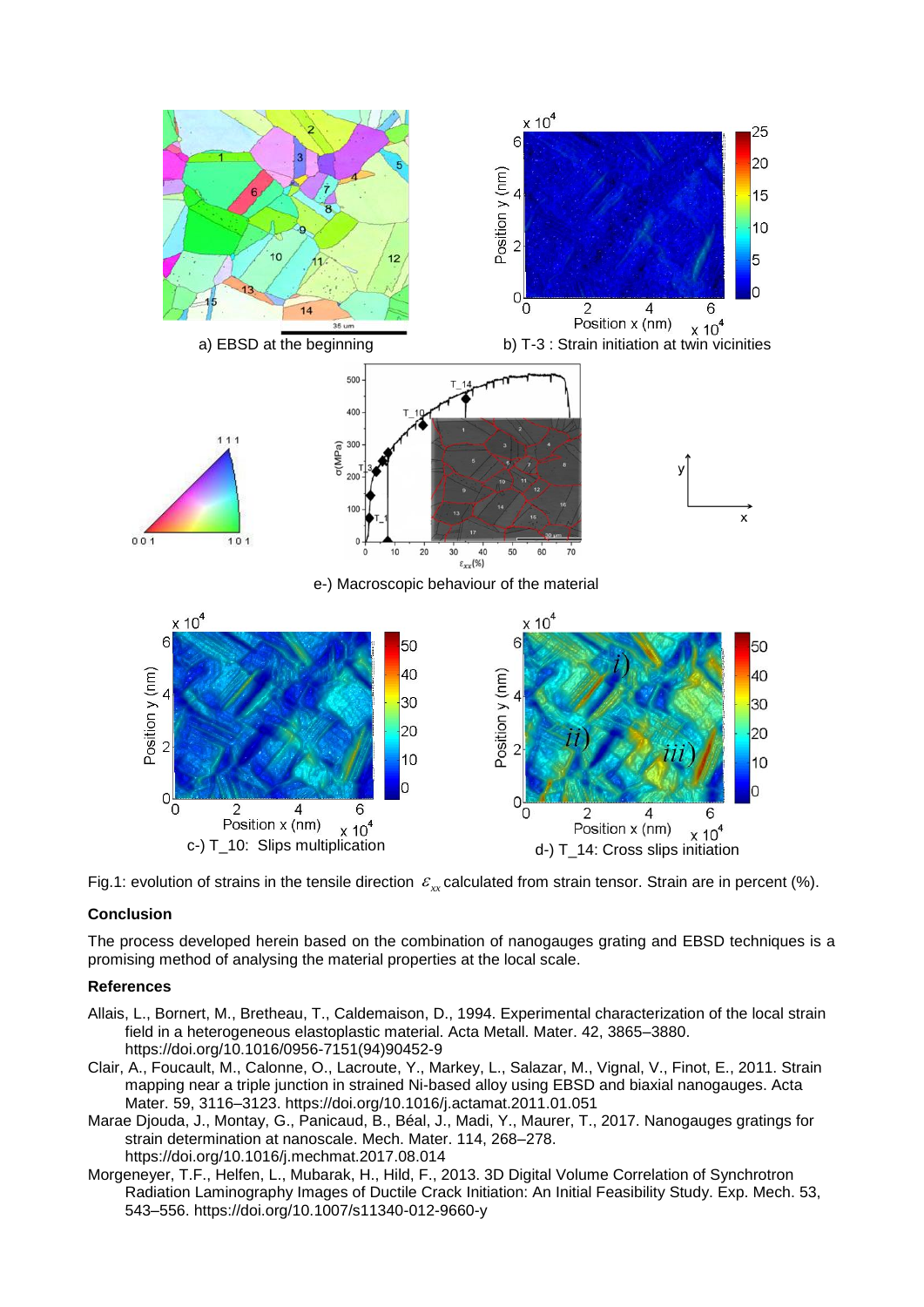a) EBSD at the beginning

b) T-3 : Strain initiation at twin vicinities

e-) Macroscopic behaviour of the material

c-) T_10: Slips multiplication

d-) T_14: Cross slips initiation

Fig.1: evolution of strains in the tensile direction $\varepsilon_{xx}$ calculated from strain tensor. Strain are in percent (%).

## Conclusion

The process developed herein based on the combination of nanogauges grating and EBSD techniques is a promising method of analysing the material properties at the local scale.

## References

Allais, L., Bornert, M., Bretheau, T., Caldemaison, D., 1994. Experimental characterization of the local strain field in a heterogeneous elastoplastic material. Acta Metall. Mater. 42, 3865–3880. https://doi.org/10.1016/0956-7151(94)90452-9

Clair, A., Foucault, M., Calonne, O., Lacroute, Y., Markey, L., Salazar, M., Vignal, V., Finot, E., 2011. Strain mapping near a triple junction in strained Ni-based alloy using EBSD and biaxial nanogauges. Acta Mater. 59, 3116–3123. https://doi.org/10.1016/j.actamat.2011.01.051

Marae Djouda, J., Montay, G., Panicaud, B., Béal, J., Madi, Y., Maurer, T., 2017. Nanogauges gratings for strain determination at nanoscale. Mech. Mater. 114, 268–278. https://doi.org/10.1016/j.mechmat.2017.08.014

Morgeneyer, T.F., Helfen, L., Mubarak, H., Hild, F., 2013. 3D Digital Volume Correlation of Synchrotron Radiation Laminography Images of Ductile Crack Initiation: An Initial Feasibility Study. Exp. Mech. 53, 543–556. https://doi.org/10.1007/s11340-012-9660-y